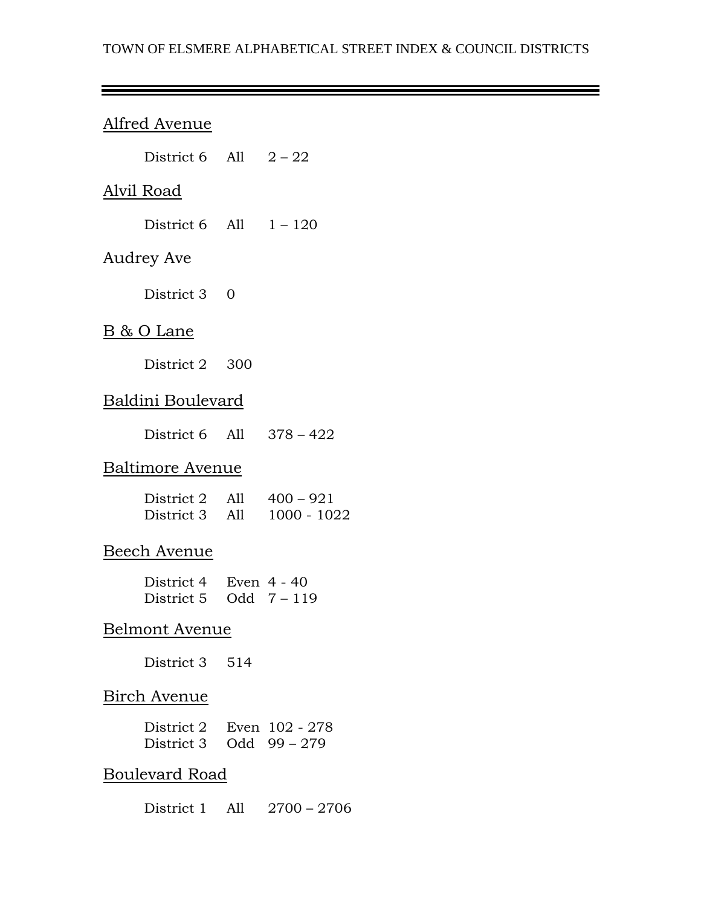TOWN OF ELSMERE ALPHABETICAL STREET INDEX & COUNCIL DISTRICTS

---

<u>Alfred Avenue</u>

District 6 All 2 – 22

<u>Alvil Road</u>

District 6 All 1 – 120

Audrey Ave

District 3 0

<u>B & O Lane</u>

District 2 300

<u>Baldini Boulevard</u>

District 6 All 378 – 422

<u>Baltimore Avenue</u>

District 2 All 400 – 921
District 3 All 1000 - 1022

<u>Beech Avenue</u>

District 4 Even 4 - 40
District 5 Odd 7 – 119

<u>Belmont Avenue</u>

District 3 514

<u>Birch Avenue</u>

District 2 Even 102 - 278
District 3 Odd 99 – 279

<u>Boulevard Road</u>

District 1 All 2700 – 2706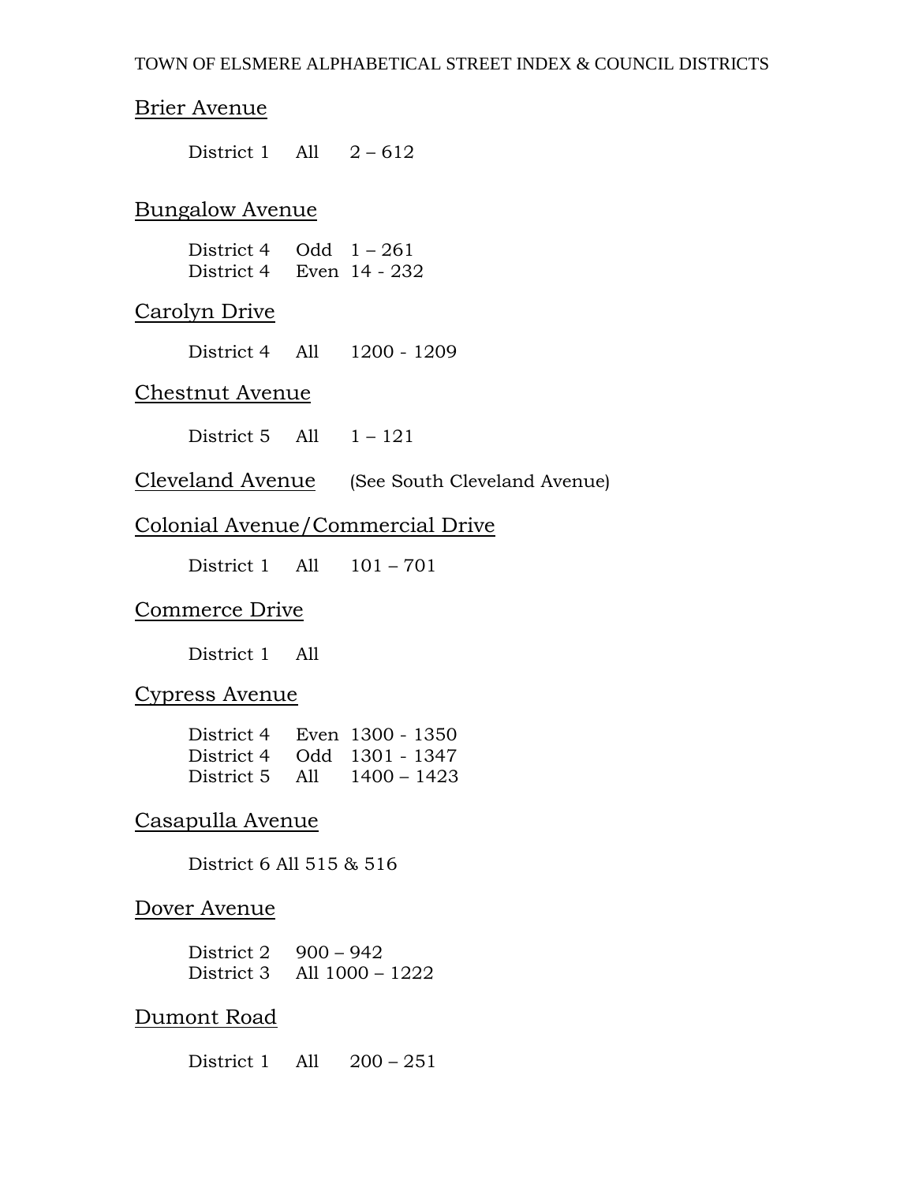TOWN OF ELSMERE ALPHABETICAL STREET INDEX & COUNCIL DISTRICTS

## Brier Avenue

District 1 All 2 – 612

## Bungalow Avenue

District 4 Odd 1 – 261
District 4 Even 14 - 232

## Carolyn Drive

District 4 All 1200 - 1209

## Chestnut Avenue

District 5 All 1 – 121

## Cleveland Avenue (See South Cleveland Avenue)

## Colonial Avenue/Commercial Drive

District 1 All 101 – 701

## Commerce Drive

District 1 All

## Cypress Avenue

District 4 Even 1300 - 1350
District 4 Odd 1301 - 1347
District 5 All 1400 – 1423

## Casapulla Avenue

District 6 All 515 & 516

## Dover Avenue

District 2 900 – 942
District 3 All 1000 – 1222

## Dumont Road

District 1 All 200 – 251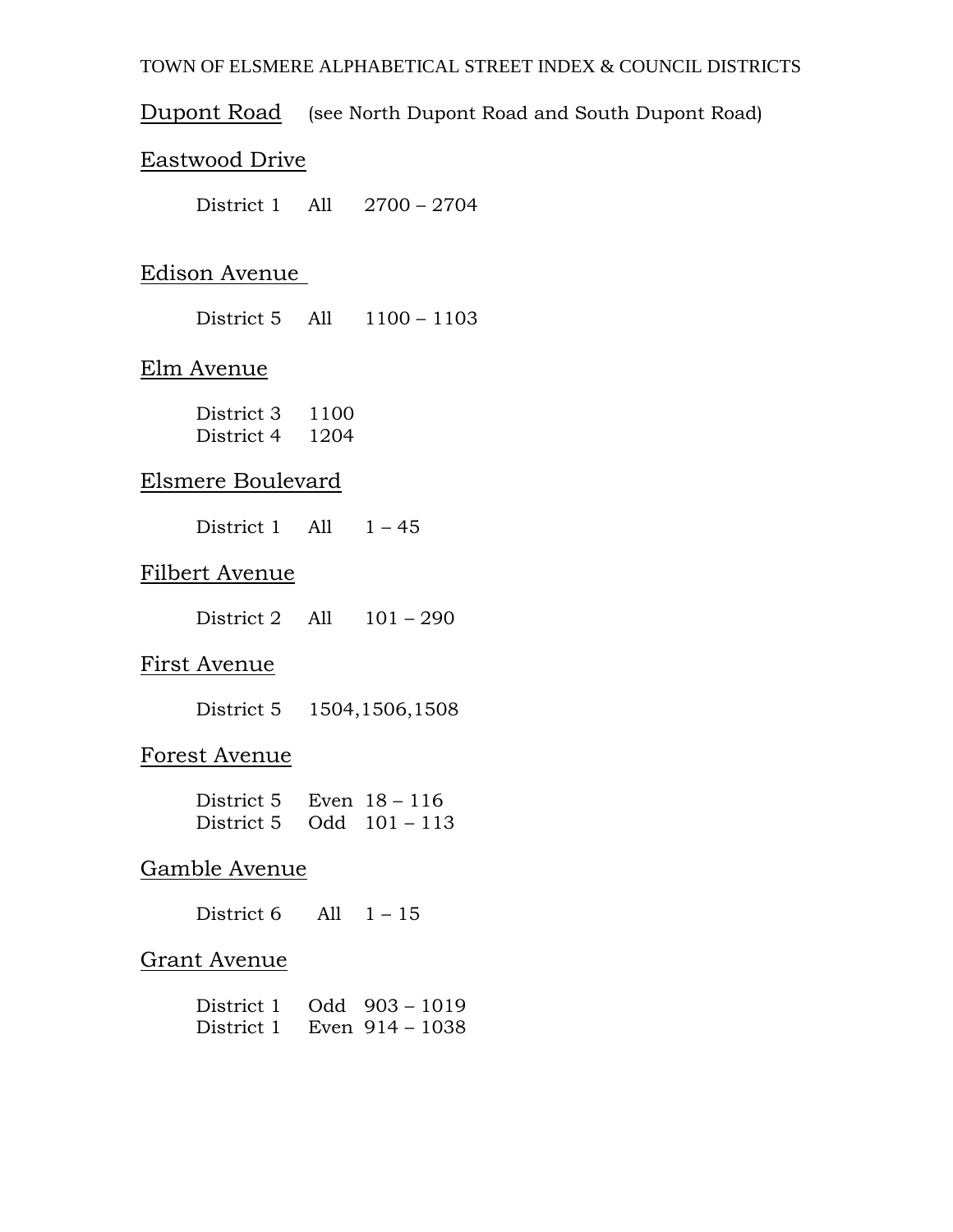TOWN OF ELSMERE ALPHABETICAL STREET INDEX & COUNCIL DISTRICTS

Dupont Road (see North Dupont Road and South Dupont Road)

Eastwood Drive

District 1 All 2700 – 2704

Edison Avenue

District 5 All 1100 – 1103

Elm Avenue

District 3 1100
District 4 1204

Elsmere Boulevard

District 1 All 1 – 45

Filbert Avenue

District 2 All 101 – 290

First Avenue

District 5 1504,1506,1508

Forest Avenue

District 5 Even 18 – 116
District 5 Odd 101 – 113

Gamble Avenue

District 6 All 1 – 15

Grant Avenue

District 1 Odd 903 – 1019
District 1 Even 914 – 1038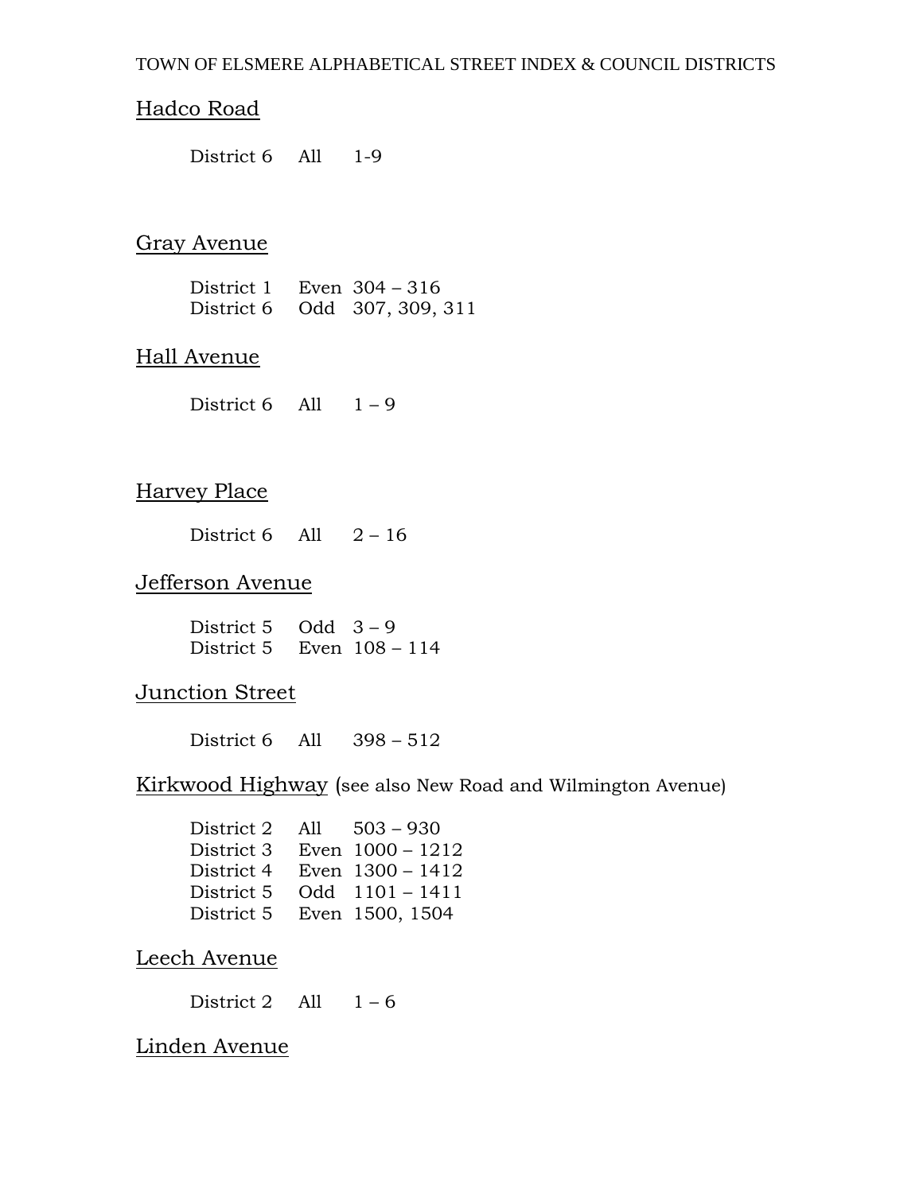Hadco Road

District 6 All 1-9

Gray Avenue

District 1 Even 304 – 316
District 6 Odd 307, 309, 311

Hall Avenue

District 6 All 1 – 9

Harvey Place

District 6 All 2 – 16

Jefferson Avenue

District 5 Odd 3 – 9
District 5 Even 108 – 114

Junction Street

District 6 All 398 – 512

Kirkwood Highway (see also New Road and Wilmington Avenue)

District 2 All 503 – 930
District 3 Even 1000 – 1212
District 4 Even 1300 – 1412
District 5 Odd 1101 – 1411
District 5 Even 1500, 1504

Leech Avenue

District 2 All 1 – 6

Linden Avenue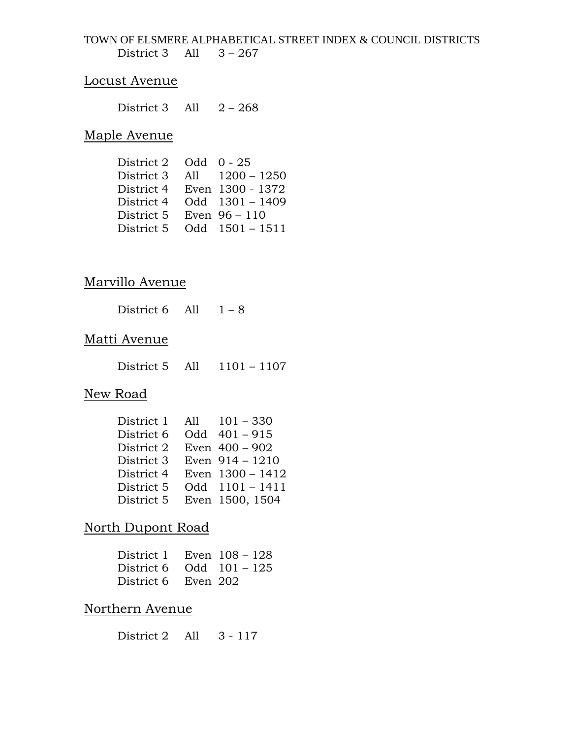TOWN OF ELSMERE ALPHABETICAL STREET INDEX & COUNCIL DISTRICTS

District 3 All 3 – 267

## Locust Avenue

District 3 All 2 – 268

## Maple Avenue

| | | |
|---|---|---|
| District 2 | Odd | 0 - 25 |
| District 3 | All | 1200 – 1250 |
| District 4 | Even | 1300 - 1372 |
| District 4 | Odd | 1301 – 1409 |
| District 5 | Even | 96 – 110 |
| District 5 | Odd | 1501 – 1511 |

## Marvillo Avenue

District 6 All 1 – 8

## Matti Avenue

District 5 All 1101 – 1107

## New Road

| | | |
|---|---|---|
| District 1 | All | 101 – 330 |
| District 6 | Odd | 401 – 915 |
| District 2 | Even | 400 – 902 |
| District 3 | Even | 914 – 1210 |
| District 4 | Even | 1300 – 1412 |
| District 5 | Odd | 1101 – 1411 |
| District 5 | Even | 1500, 1504 |

## North Dupont Road

| | | |
|---|---|---|
| District 1 | Even | 108 – 128 |
| District 6 | Odd | 101 – 125 |
| District 6 | Even | 202 |

## Northern Avenue

District 2 All 3 - 117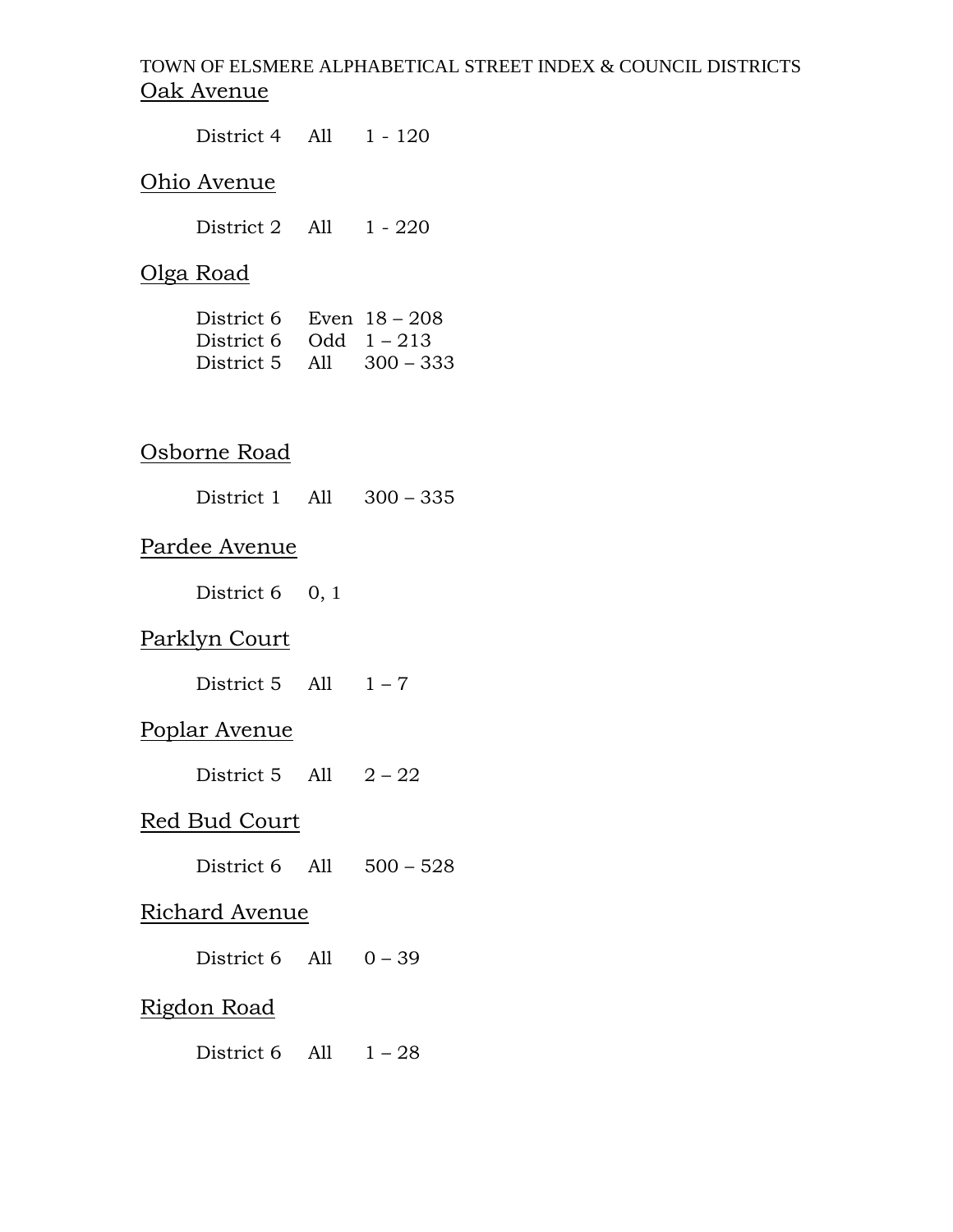TOWN OF ELSMERE ALPHABETICAL STREET INDEX & COUNCIL DISTRICTS

Oak Avenue

District 4 All 1 - 120

Ohio Avenue

District 2 All 1 - 220

Olga Road

District 6 Even 18 – 208
District 6 Odd 1 – 213
District 5 All 300 – 333

Osborne Road

District 1 All 300 – 335

Pardee Avenue

District 6 0, 1

Parklyn Court

District 5 All 1 – 7

Poplar Avenue

District 5 All 2 – 22

Red Bud Court

District 6 All 500 – 528

Richard Avenue

District 6 All 0 – 39

Rigdon Road

District 6 All 1 – 28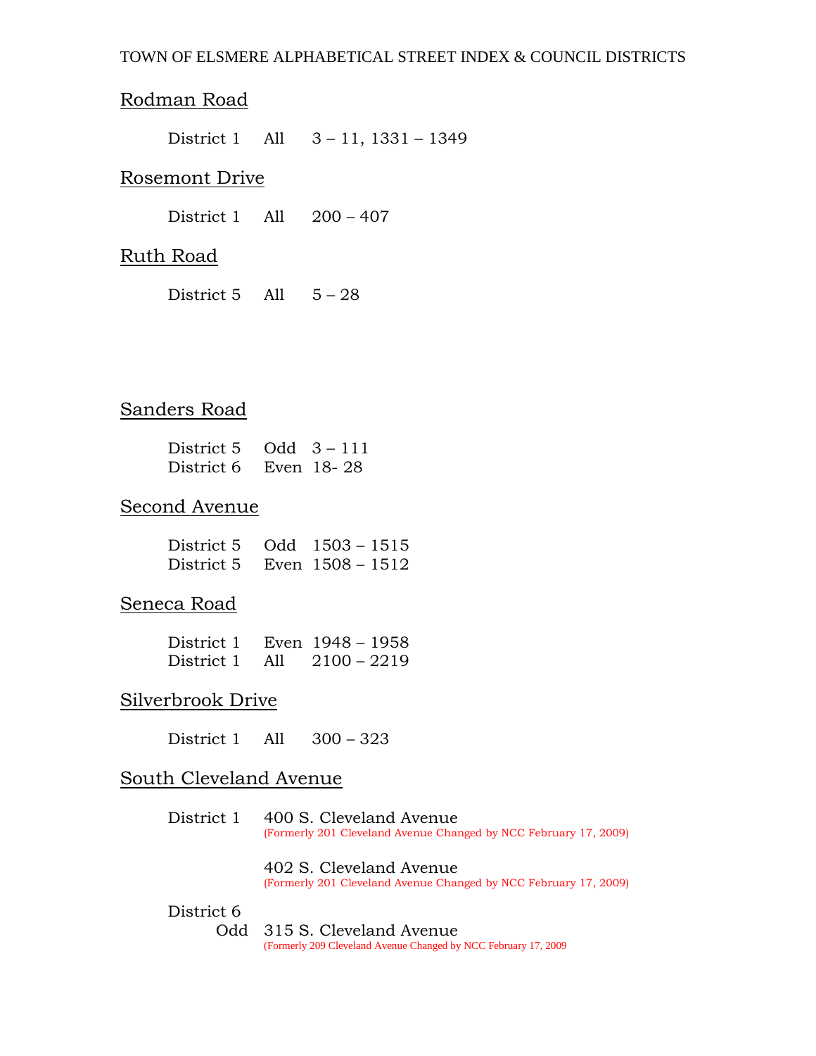TOWN OF ELSMERE ALPHABETICAL STREET INDEX & COUNCIL DISTRICTS

## Rodman Road

| | | |
|---|---|---|
| District 1 | All | 3 – 11, 1331 – 1349 |

## Rosemont Drive

| | | |
|---|---|---|
| District 1 | All | 200 – 407 |

## Ruth Road

| | | |
|---|---|---|
| District 5 | All | 5 – 28 |

## Sanders Road

| | | |
|---|---|---|
| District 5 | Odd | 3 – 111 |
| District 6 | Even | 18- 28 |

## Second Avenue

| | | |
|---|---|---|
| District 5 | Odd | 1503 – 1515 |
| District 5 | Even | 1508 – 1512 |

## Seneca Road

| | | |
|---|---|---|
| District 1 | Even | 1948 – 1958 |
| District 1 | All | 2100 – 2219 |

## Silverbrook Drive

| | | |
|---|---|---|
| District 1 | All | 300 – 323 |

## South Cleveland Avenue

District 1

400 S. Cleveland Avenue
(Formerly 201 Cleveland Avenue Changed by NCC February 17, 2009)

402 S. Cleveland Avenue
(Formerly 201 Cleveland Avenue Changed by NCC February 17, 2009)

District 6

Odd 315 S. Cleveland Avenue
(Formerly 209 Cleveland Avenue Changed by NCC February 17, 2009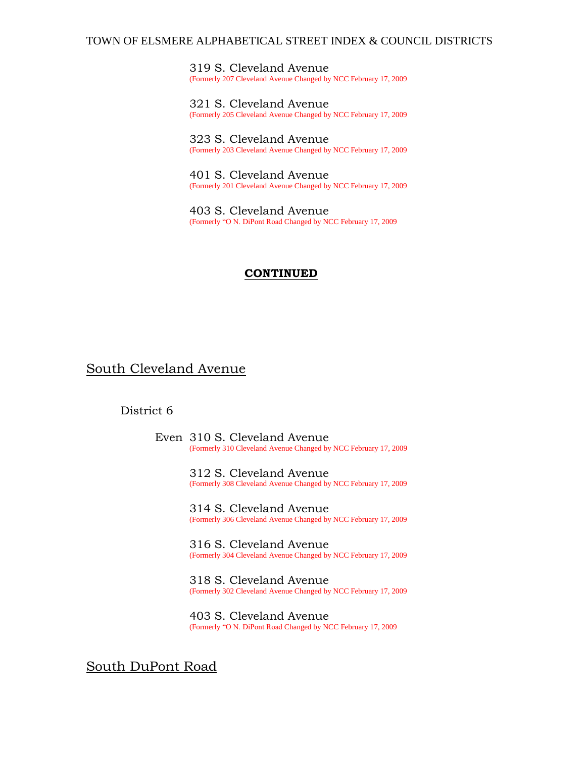319 S. Cleveland Avenue
(Formerly 207 Cleveland Avenue Changed by NCC February 17, 2009

321 S. Cleveland Avenue
(Formerly 205 Cleveland Avenue Changed by NCC February 17, 2009

323 S. Cleveland Avenue
(Formerly 203 Cleveland Avenue Changed by NCC February 17, 2009

401 S. Cleveland Avenue
(Formerly 201 Cleveland Avenue Changed by NCC February 17, 2009

403 S. Cleveland Avenue
(Formerly "O N. DiPont Road Changed by NCC February 17, 2009

**CONTINUED**

## South Cleveland Avenue

District 6

Even 310 S. Cleveland Avenue
(Formerly 310 Cleveland Avenue Changed by NCC February 17, 2009

312 S. Cleveland Avenue
(Formerly 308 Cleveland Avenue Changed by NCC February 17, 2009

314 S. Cleveland Avenue
(Formerly 306 Cleveland Avenue Changed by NCC February 17, 2009

316 S. Cleveland Avenue
(Formerly 304 Cleveland Avenue Changed by NCC February 17, 2009

318 S. Cleveland Avenue
(Formerly 302 Cleveland Avenue Changed by NCC February 17, 2009

403 S. Cleveland Avenue
(Formerly "O N. DiPont Road Changed by NCC February 17, 2009

## South DuPont Road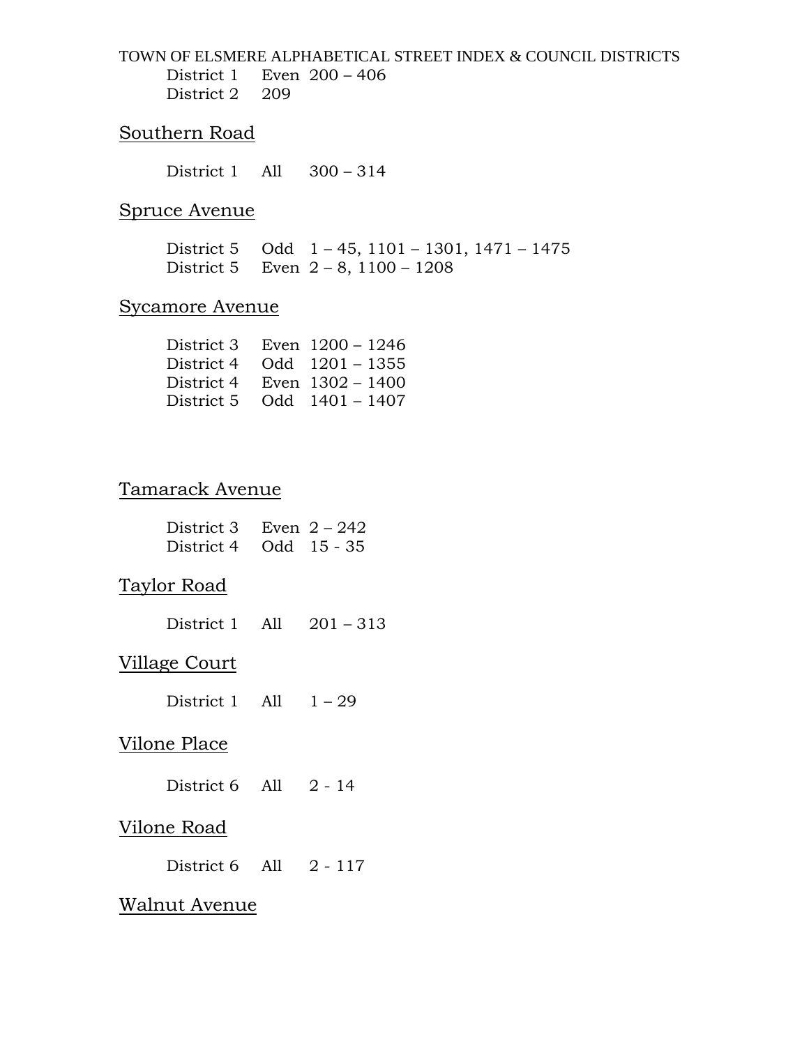TOWN OF ELSMERE ALPHABETICAL STREET INDEX & COUNCIL DISTRICTS

District 1 Even 200 – 406
District 2 209

## Southern Road

District 1 All 300 – 314

## Spruce Avenue

District 5 Odd 1 – 45, 1101 – 1301, 1471 – 1475
District 5 Even 2 – 8, 1100 – 1208

## Sycamore Avenue

District 3 Even 1200 – 1246
District 4 Odd 1201 – 1355
District 4 Even 1302 – 1400
District 5 Odd 1401 – 1407

## Tamarack Avenue

District 3 Even 2 – 242
District 4 Odd 15 - 35

## Taylor Road

District 1 All 201 – 313

## Village Court

District 1 All 1 – 29

## Vilone Place

District 6 All 2 - 14

## Vilone Road

District 6 All 2 - 117

## Walnut Avenue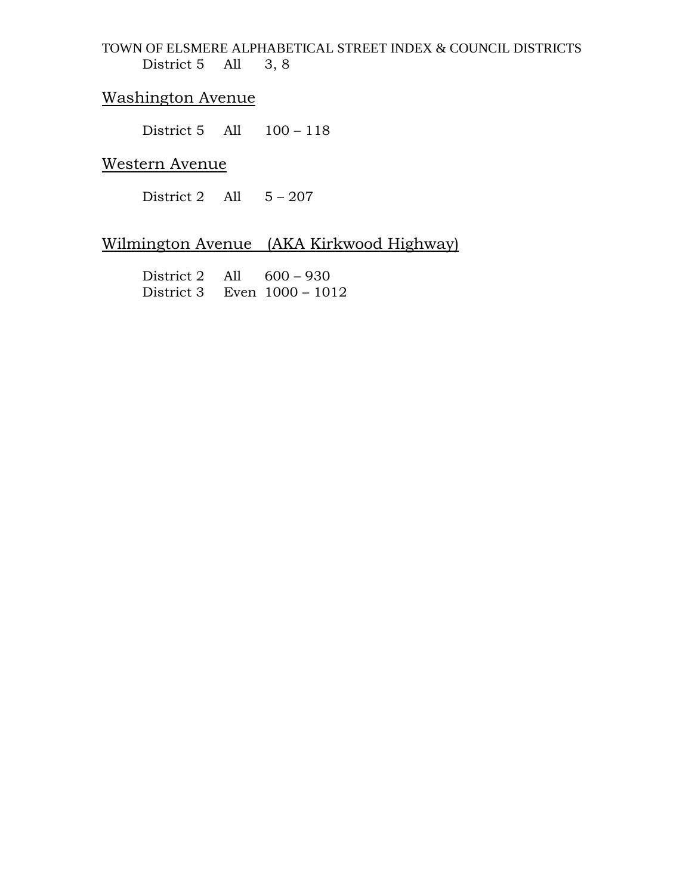District 5 All 3, 8

Washington Avenue

District 5 All 100 – 118

Western Avenue

District 2 All 5 – 207

Wilmington Avenue (AKA Kirkwood Highway)

District 2 All 600 – 930
District 3 Even 1000 – 1012